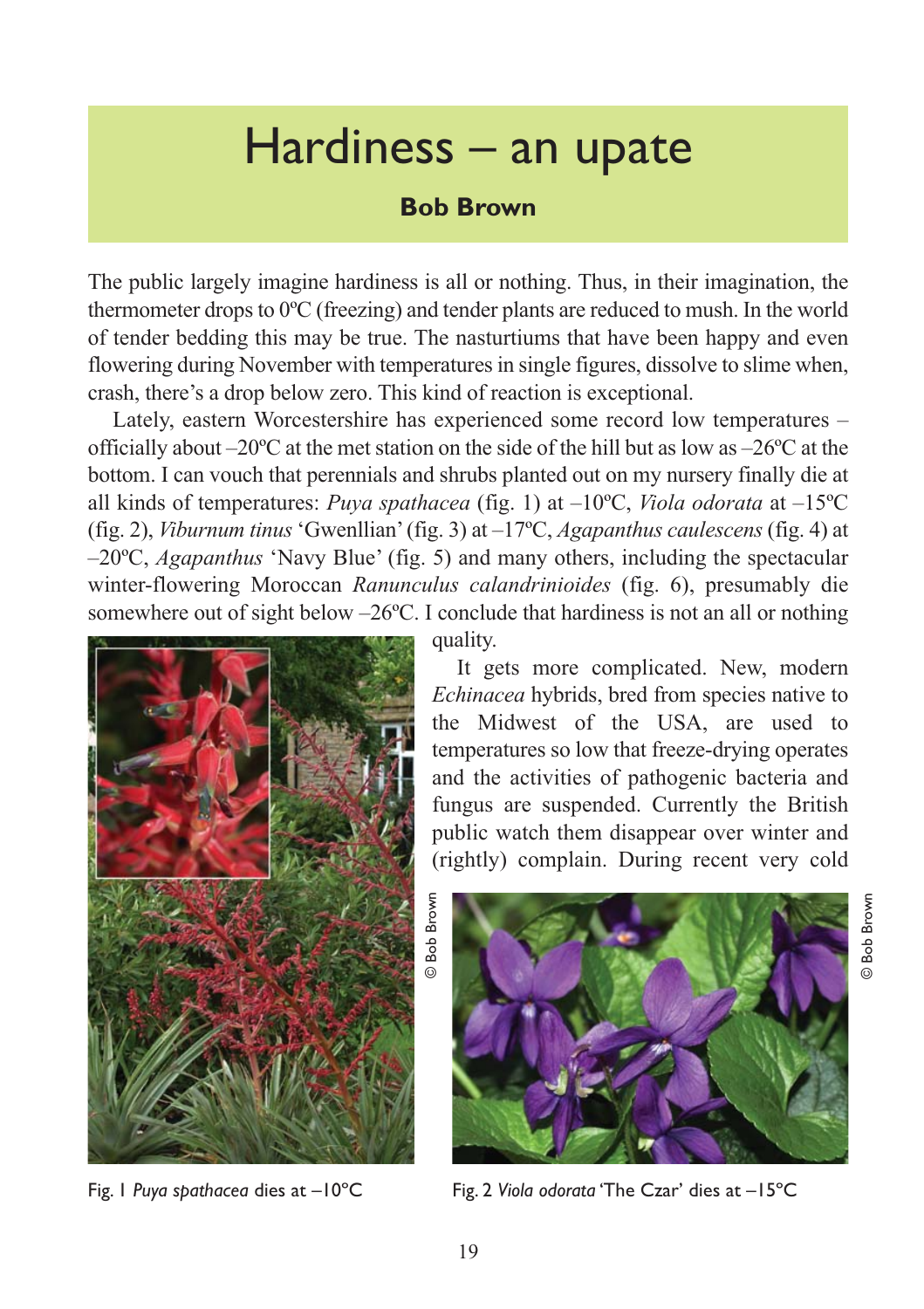# Hardiness – an upate

**Bob Brown**

The public largely imagine hardiness is all or nothing. Thus, in their imagination, the thermometer drops to 0ºC (freezing) and tender plants are reduced to mush. In the world of tender bedding this may be true. The nasturtiums that have been happy and even flowering during November with temperatures in single figures, dissolve to slime when, crash, there's a drop below zero. This kind of reaction is exceptional.

Lately, eastern Worcestershire has experienced some record low temperatures – officially about –20ºC at the met station on the side of the hill but as low as –26ºC at the bottom. I can vouch that perennials and shrubs planted out on my nursery finally die at all kinds of temperatures: *Puya spathacea* (fig. 1) at –10ºC, *Viola odorata* at –15ºC (fig. 2), *Viburnum tinus* 'Gwenllian' (fig. 3) at –17ºC, *Agapanthus caulescens* (fig. 4) at –20ºC, *Agapanthus* 'Navy Blue' (fig. 5) and many others, including the spectacular winter-flowering Moroccan *Ranunculus calandrinioides* (fig. 6), presumably die somewhere out of sight below –26ºC. I conclude that hardiness is not an all or nothing quality.

It gets more complicated. New, modern *Echinacea* hybrids, bred from species native to the Midwest of the USA, are used to temperatures so low that freeze-drying operates and the activities of pathogenic bacteria and fungus are suspended. Currently the British public watch them disappear over winter and (rightly) complain. During recent very cold

© Bob Brown

Fig. 1 *Puya spathacea* dies at –10°C

© Bob Brown

Fig. 2 *Viola odorata* 'The Czar' dies at –15°C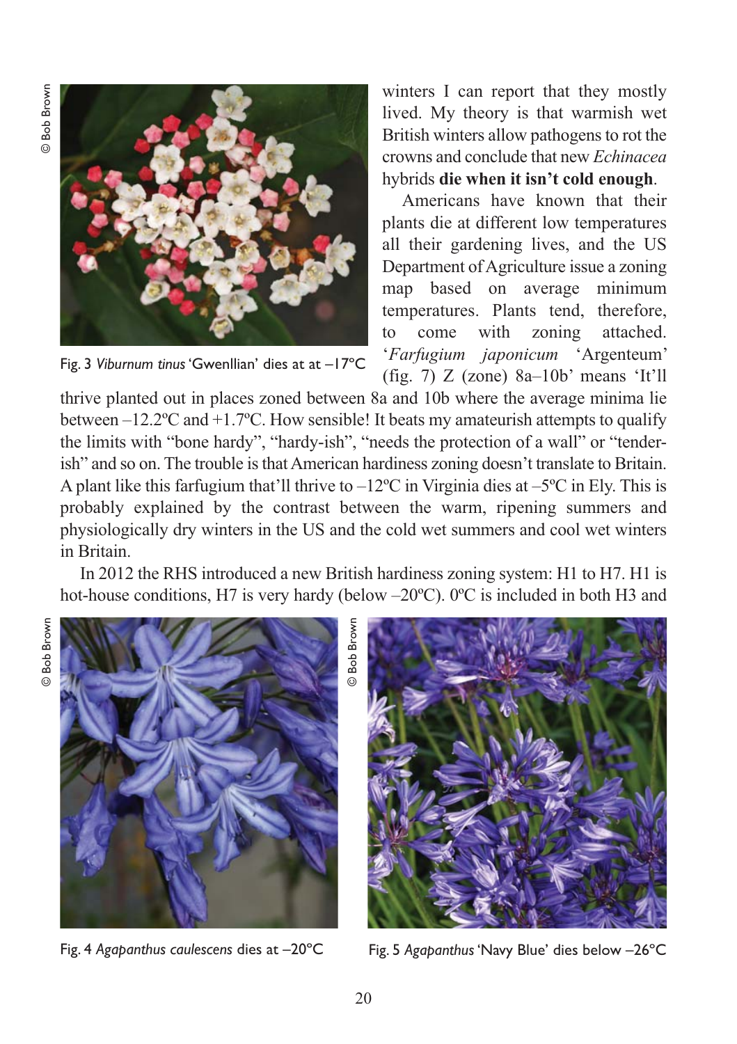Fig. 3 *Viburnum tinus* 'Gwenllian' dies at at –17°C

winters I can report that they mostly lived. My theory is that warmish wet British winters allow pathogens to rot the crowns and conclude that new *Echinacea* hybrids **die when it isn't cold enough**.

Americans have known that their plants die at different low temperatures all their gardening lives, and the US Department of Agriculture issue a zoning map based on average minimum temperatures. Plants tend, therefore, to come with zoning attached. '*Farfugium japonicum* 'Argenteum' (fig. 7) Z (zone) 8a–10b' means 'It'll thrive planted out in places zoned between 8a and 10b where the average minima lie between –12.2ºC and +1.7ºC. How sensible! It beats my amateurish attempts to qualify the limits with "bone hardy", "hardy-ish", "needs the protection of a wall" or "tender-ish" and so on. The trouble is that American hardiness zoning doesn't translate to Britain. A plant like this farfugium that'll thrive to –12ºC in Virginia dies at –5ºC in Ely. This is probably explained by the contrast between the warm, ripening summers and physiologically dry winters in the US and the cold wet summers and cool wet winters in Britain.

In 2012 the RHS introduced a new British hardiness zoning system: H1 to H7. H1 is hot-house conditions, H7 is very hardy (below –20ºC). 0ºC is included in both H3 and

Fig. 4 *Agapanthus caulescens* dies at –20°C

Fig. 5 *Agapanthus* 'Navy Blue' dies below –26°C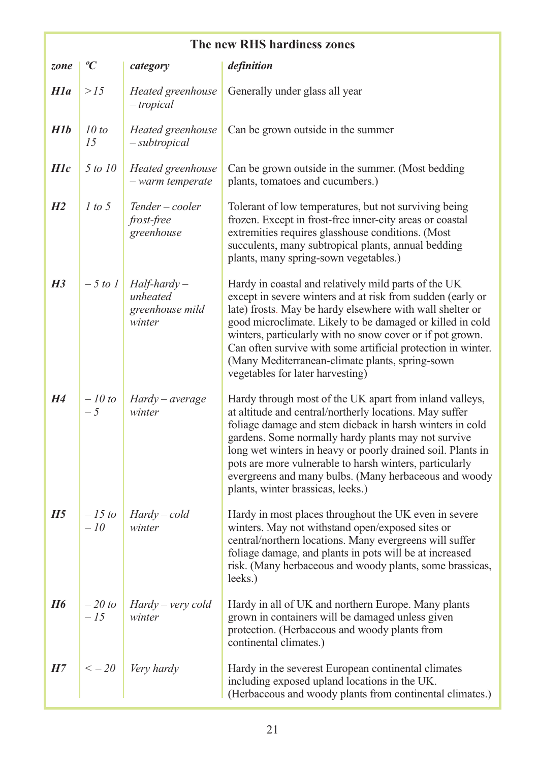## The new RHS hardiness zones

| *zone* | *ºC* | *category* | *definition* |
|---|---|---|---|
| ***H1a*** | *> 15* | *Heated greenhouse – tropical* | Generally under glass all year |
| ***H1b*** | *10 to 15* | *Heated greenhouse – subtropical* | Can be grown outside in the summer |
| ***H1c*** | *5 to 10* | *Heated greenhouse – warm temperate* | Can be grown outside in the summer. (Most bedding plants, tomatoes and cucumbers.) |
| ***H2*** | *1 to 5* | *Tender – cooler frost-free greenhouse* | Tolerant of low temperatures, but not surviving being frozen. Except in frost-free inner-city areas or coastal extremities requires glasshouse conditions. (Most succulents, many subtropical plants, annual bedding plants, many spring-sown vegetables.) |
| ***H3*** | *– 5 to 1* | *Half-hardy – unheated greenhouse mild winter* | Hardy in coastal and relatively mild parts of the UK except in severe winters and at risk from sudden (early or late) frosts. May be hardy elsewhere with wall shelter or good microclimate. Likely to be damaged or killed in cold winters, particularly with no snow cover or if pot grown. Can often survive with some artificial protection in winter. (Many Mediterranean-climate plants, spring-sown vegetables for later harvesting) |
| ***H4*** | *– 10 to – 5* | *Hardy – average winter* | Hardy through most of the UK apart from inland valleys, at altitude and central/northerly locations. May suffer foliage damage and stem dieback in harsh winters in cold gardens. Some normally hardy plants may not survive long wet winters in heavy or poorly drained soil. Plants in pots are more vulnerable to harsh winters, particularly evergreens and many bulbs. (Many herbaceous and woody plants, winter brassicas, leeks.) |
| ***H5*** | *– 15 to – 10* | *Hardy – cold winter* | Hardy in most places throughout the UK even in severe winters. May not withstand open/exposed sites or central/northern locations. Many evergreens will suffer foliage damage, and plants in pots will be at increased risk. (Many herbaceous and woody plants, some brassicas, leeks.) |
| ***H6*** | *– 20 to – 15* | *Hardy – very cold winter* | Hardy in all of UK and northern Europe. Many plants grown in containers will be damaged unless given protection. (Herbaceous and woody plants from continental climates.) |
| ***H7*** | *< – 20* | *Very hardy* | Hardy in the severest European continental climates including exposed upland locations in the UK. (Herbaceous and woody plants from continental climates.) |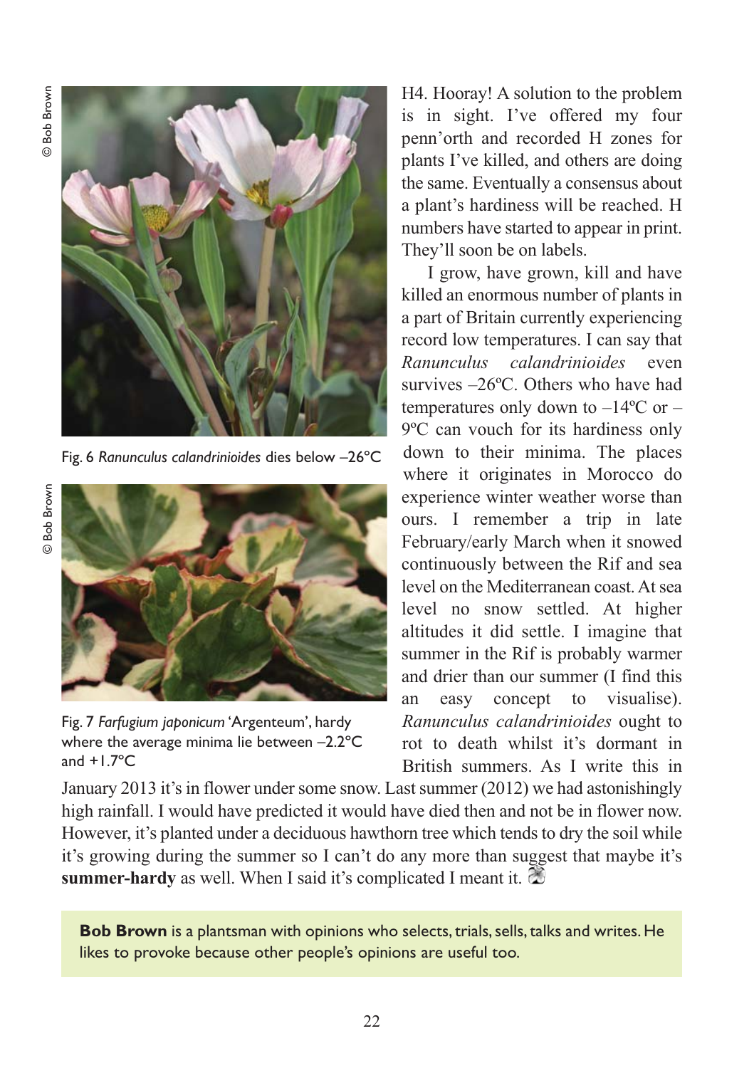Fig. 6 *Ranunculus calandrinioides* dies below –26°C

Fig. 7 *Farfugium japonicum* 'Argenteum', hardy where the average minima lie between –2.2°C and +1.7°C

H4. Hooray! A solution to the problem is in sight. I've offered my four penn'orth and recorded H zones for plants I've killed, and others are doing the same. Eventually a consensus about a plant's hardiness will be reached. H numbers have started to appear in print. They'll soon be on labels.

I grow, have grown, kill and have killed an enormous number of plants in a part of Britain currently experiencing record low temperatures. I can say that *Ranunculus calandrinioides* even survives –26ºC. Others who have had temperatures only down to –14ºC or –9ºC can vouch for its hardiness only down to their minima. The places where it originates in Morocco do experience winter weather worse than ours. I remember a trip in late February/early March when it snowed continuously between the Rif and sea level on the Mediterranean coast. At sea level no snow settled. At higher altitudes it did settle. I imagine that summer in the Rif is probably warmer and drier than our summer (I find this an easy concept to visualise). *Ranunculus calandrinioides* ought to rot to death whilst it's dormant in British summers. As I write this in January 2013 it's in flower under some snow. Last summer (2012) we had astonishingly high rainfall. I would have predicted it would have died then and not be in flower now. However, it's planted under a deciduous hawthorn tree which tends to dry the soil while it's growing during the summer so I can't do any more than suggest that maybe it's **summer-hardy** as well. When I said it's complicated I meant it.

**Bob Brown** is a plantsman with opinions who selects, trials, sells, talks and writes. He likes to provoke because other people's opinions are useful too.